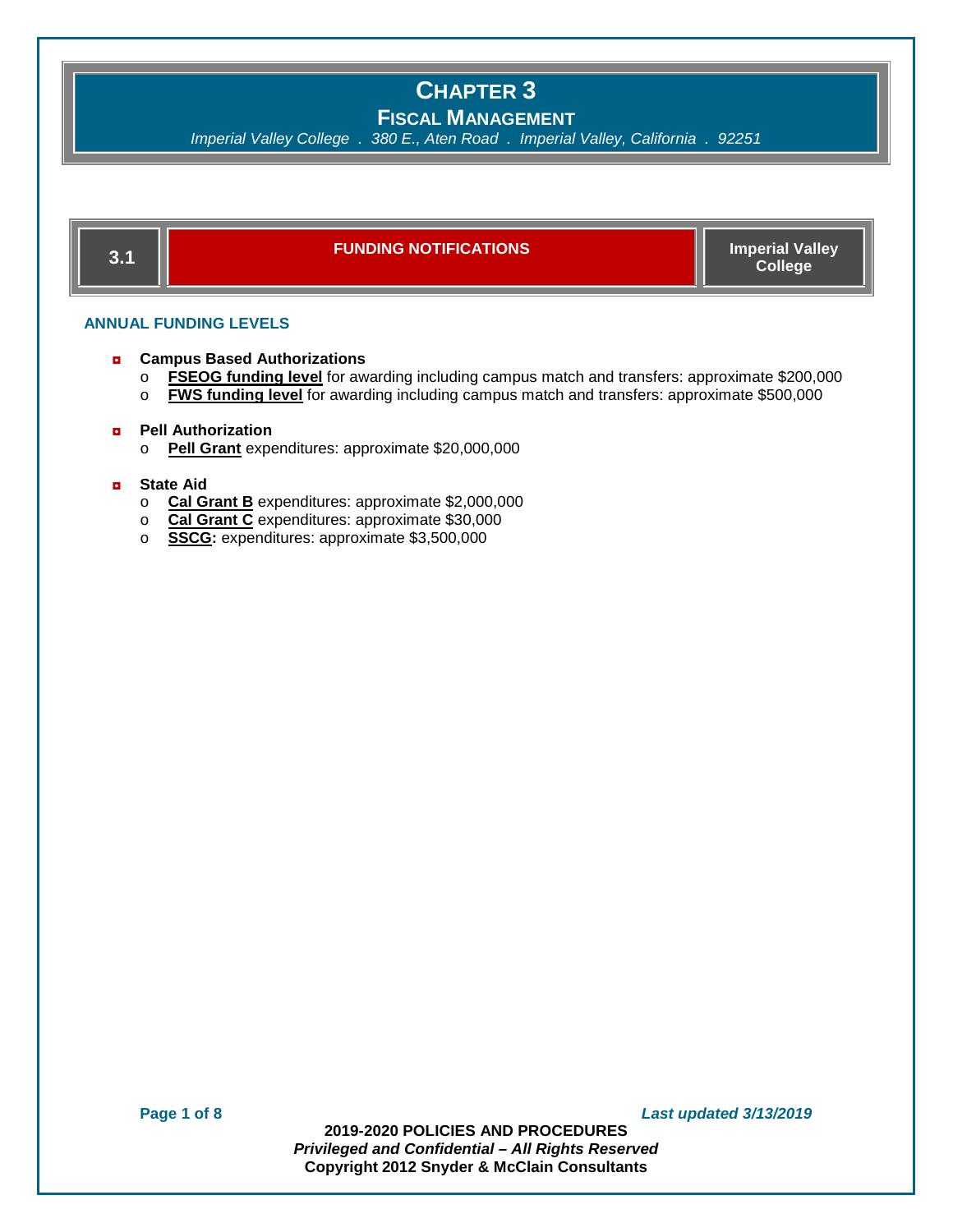# Chapter 3

## Fiscal Management

*Imperial Valley College . 380 E., Aten Road . Imperial Valley, California . 92251*

## 3.1 FUNDING NOTIFICATIONS — Imperial Valley College

### ANNUAL FUNDING LEVELS

- **Campus Based Authorizations**
  - **FSEOG funding level** for awarding including campus match and transfers: approximate $200,000
  - **FWS funding level** for awarding including campus match and transfers: approximate $500,000

- **Pell Authorization**
  - **Pell Grant** expenditures: approximate $20,000,000

- **State Aid**
  - **Cal Grant B** expenditures: approximate $2,000,000
  - **Cal Grant C** expenditures: approximate $30,000
  - **SSCG:** expenditures: approximate $3,500,000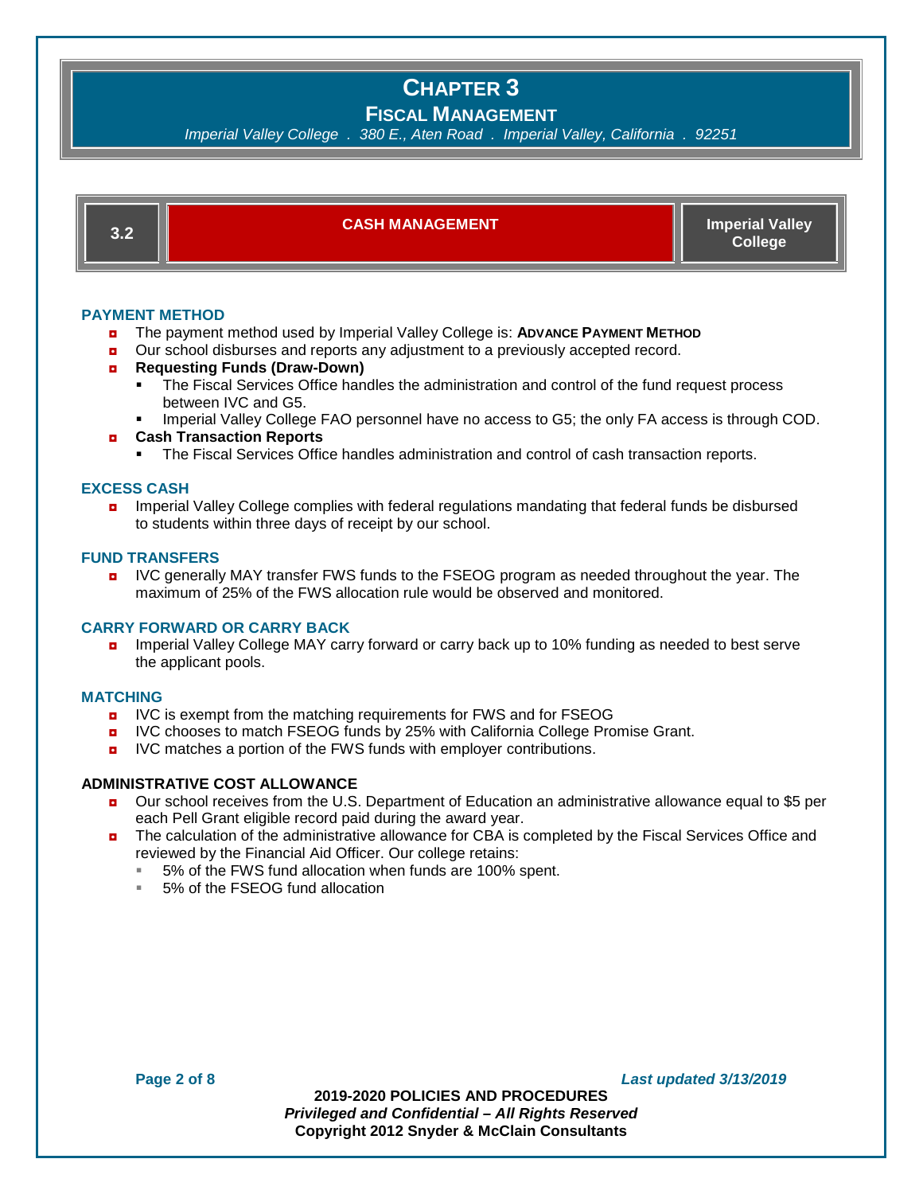# CHAPTER 3

## FISCAL MANAGEMENT

*Imperial Valley College . 380 E., Aten Road . Imperial Valley, California . 92251*

| 3.2 | CASH MANAGEMENT | Imperial Valley College |
|---|---|---|

### PAYMENT METHOD

- The payment method used by Imperial Valley College is: **ADVANCE PAYMENT METHOD**
- Our school disburses and reports any adjustment to a previously accepted record.
- **Requesting Funds (Draw-Down)**
  - The Fiscal Services Office handles the administration and control of the fund request process between IVC and G5.
  - Imperial Valley College FAO personnel have no access to G5; the only FA access is through COD.
- **Cash Transaction Reports**
  - The Fiscal Services Office handles administration and control of cash transaction reports.

### EXCESS CASH

- Imperial Valley College complies with federal regulations mandating that federal funds be disbursed to students within three days of receipt by our school.

### FUND TRANSFERS

- IVC generally MAY transfer FWS funds to the FSEOG program as needed throughout the year. The maximum of 25% of the FWS allocation rule would be observed and monitored.

### CARRY FORWARD OR CARRY BACK

- Imperial Valley College MAY carry forward or carry back up to 10% funding as needed to best serve the applicant pools.

### MATCHING

- IVC is exempt from the matching requirements for FWS and for FSEOG
- IVC chooses to match FSEOG funds by 25% with California College Promise Grant.
- IVC matches a portion of the FWS funds with employer contributions.

### ADMINISTRATIVE COST ALLOWANCE

- Our school receives from the U.S. Department of Education an administrative allowance equal to $5 per each Pell Grant eligible record paid during the award year.
- The calculation of the administrative allowance for CBA is completed by the Fiscal Services Office and reviewed by the Financial Aid Officer. Our college retains:
  - 5% of the FWS fund allocation when funds are 100% spent.
  - 5% of the FSEOG fund allocation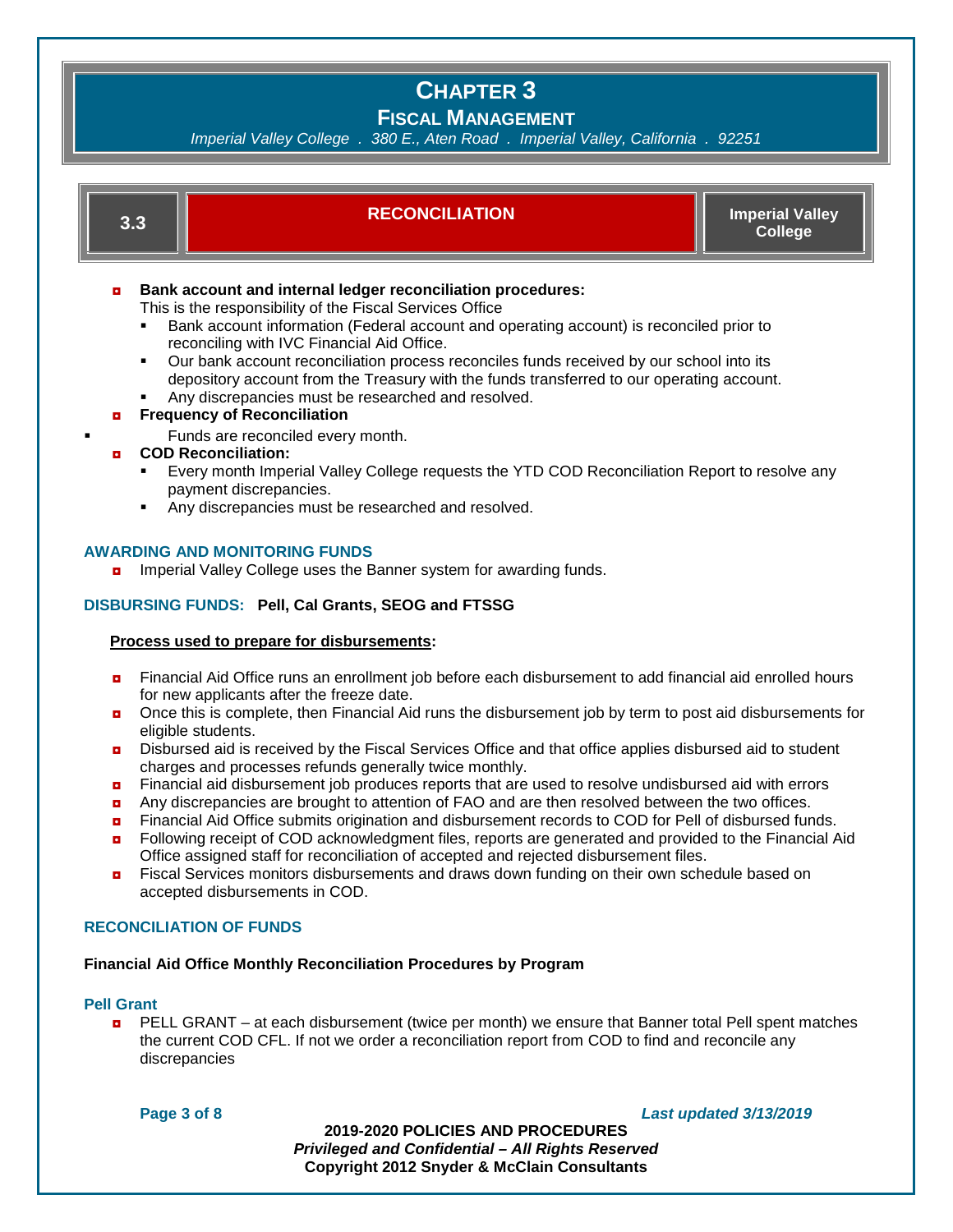# CHAPTER 3

## FISCAL MANAGEMENT

*Imperial Valley College . 380 E., Aten Road . Imperial Valley, California . 92251*

| 3.3 | RECONCILIATION | Imperial Valley College |
|---|---|---|

- **Bank account and internal ledger reconciliation procedures:**
  This is the responsibility of the Fiscal Services Office
  - Bank account information (Federal account and operating account) is reconciled prior to reconciling with IVC Financial Aid Office.
  - Our bank account reconciliation process reconciles funds received by our school into its depository account from the Treasury with the funds transferred to our operating account.
  - Any discrepancies must be researched and resolved.
- **Frequency of Reconciliation**
  - Funds are reconciled every month.
- **COD Reconciliation:**
  - Every month Imperial Valley College requests the YTD COD Reconciliation Report to resolve any payment discrepancies.
  - Any discrepancies must be researched and resolved.

### AWARDING AND MONITORING FUNDS

- Imperial Valley College uses the Banner system for awarding funds.

### DISBURSING FUNDS: **Pell, Cal Grants, SEOG and FTSSG**

**Process used to prepare for disbursements:**

- Financial Aid Office runs an enrollment job before each disbursement to add financial aid enrolled hours for new applicants after the freeze date.
- Once this is complete, then Financial Aid runs the disbursement job by term to post aid disbursements for eligible students.
- Disbursed aid is received by the Fiscal Services Office and that office applies disbursed aid to student charges and processes refunds generally twice monthly.
- Financial aid disbursement job produces reports that are used to resolve undisbursed aid with errors
- Any discrepancies are brought to attention of FAO and are then resolved between the two offices.
- Financial Aid Office submits origination and disbursement records to COD for Pell of disbursed funds.
- Following receipt of COD acknowledgment files, reports are generated and provided to the Financial Aid Office assigned staff for reconciliation of accepted and rejected disbursement files.
- Fiscal Services monitors disbursements and draws down funding on their own schedule based on accepted disbursements in COD.

### RECONCILIATION OF FUNDS

**Financial Aid Office Monthly Reconciliation Procedures by Program**

#### Pell Grant

- PELL GRANT – at each disbursement (twice per month) we ensure that Banner total Pell spent matches the current COD CFL. If not we order a reconciliation report from COD to find and reconcile any discrepancies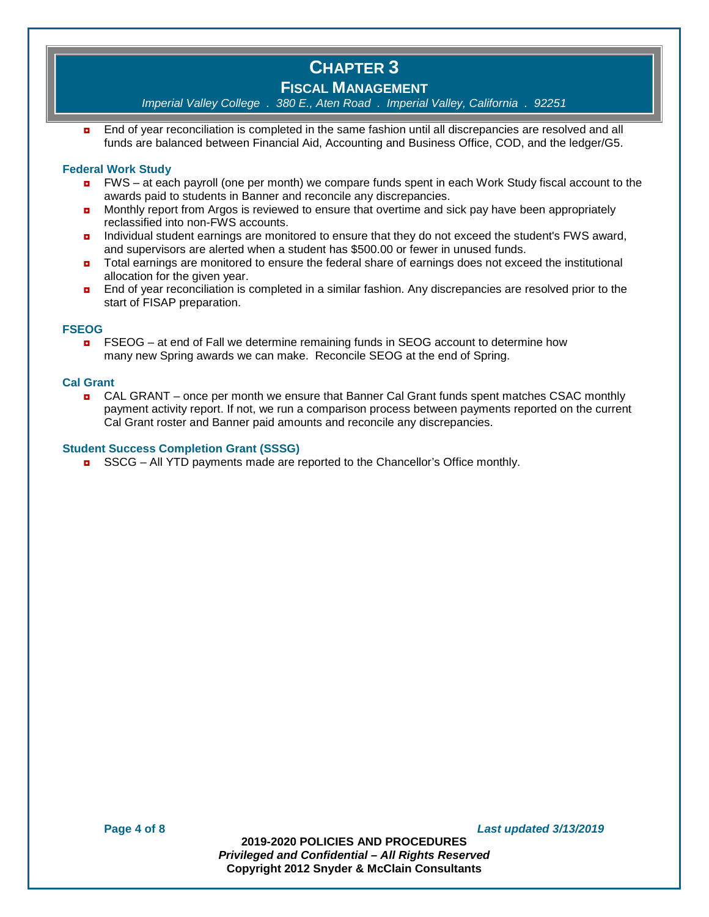- End of year reconciliation is completed in the same fashion until all discrepancies are resolved and all funds are balanced between Financial Aid, Accounting and Business Office, COD, and the ledger/G5.

### Federal Work Study

- FWS – at each payroll (one per month) we compare funds spent in each Work Study fiscal account to the awards paid to students in Banner and reconcile any discrepancies.
- Monthly report from Argos is reviewed to ensure that overtime and sick pay have been appropriately reclassified into non-FWS accounts.
- Individual student earnings are monitored to ensure that they do not exceed the student's FWS award, and supervisors are alerted when a student has $500.00 or fewer in unused funds.
- Total earnings are monitored to ensure the federal share of earnings does not exceed the institutional allocation for the given year.
- End of year reconciliation is completed in a similar fashion. Any discrepancies are resolved prior to the start of FISAP preparation.

### FSEOG

- FSEOG – at end of Fall we determine remaining funds in SEOG account to determine how many new Spring awards we can make. Reconcile SEOG at the end of Spring.

### Cal Grant

- CAL GRANT – once per month we ensure that Banner Cal Grant funds spent matches CSAC monthly payment activity report. If not, we run a comparison process between payments reported on the current Cal Grant roster and Banner paid amounts and reconcile any discrepancies.

### Student Success Completion Grant (SSSG)

- SSCG – All YTD payments made are reported to the Chancellor's Office monthly.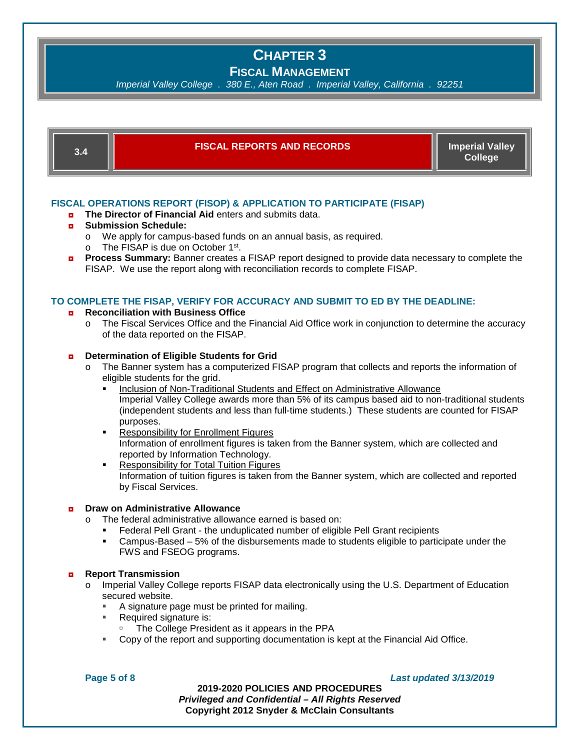# CHAPTER 3

## FISCAL MANAGEMENT

*Imperial Valley College . 380 E., Aten Road . Imperial Valley, California . 92251*

| 3.4 | FISCAL REPORTS AND RECORDS | Imperial Valley College |
|---|---|---|

### FISCAL OPERATIONS REPORT (FISOP) & APPLICATION TO PARTICIPATE (FISAP)

- **The Director of Financial Aid** enters and submits data.
- **Submission Schedule:**
  - We apply for campus-based funds on an annual basis, as required.
  - The FISAP is due on October 1st.
- **Process Summary:** Banner creates a FISAP report designed to provide data necessary to complete the FISAP. We use the report along with reconciliation records to complete FISAP.

### TO COMPLETE THE FISAP, VERIFY FOR ACCURACY AND SUBMIT TO ED BY THE DEADLINE:

- **Reconciliation with Business Office**
  - The Fiscal Services Office and the Financial Aid Office work in conjunction to determine the accuracy of the data reported on the FISAP.

- **Determination of Eligible Students for Grid**
  - The Banner system has a computerized FISAP program that collects and reports the information of eligible students for the grid.
    - Inclusion of Non-Traditional Students and Effect on Administrative Allowance
      Imperial Valley College awards more than 5% of its campus based aid to non-traditional students (independent students and less than full-time students.) These students are counted for FISAP purposes.
    - Responsibility for Enrollment Figures
      Information of enrollment figures is taken from the Banner system, which are collected and reported by Information Technology.
    - Responsibility for Total Tuition Figures
      Information of tuition figures is taken from the Banner system, which are collected and reported by Fiscal Services.

- **Draw on Administrative Allowance**
  - The federal administrative allowance earned is based on:
    - Federal Pell Grant - the unduplicated number of eligible Pell Grant recipients
    - Campus-Based – 5% of the disbursements made to students eligible to participate under the FWS and FSEOG programs.

- **Report Transmission**
  - Imperial Valley College reports FISAP data electronically using the U.S. Department of Education secured website.
    - A signature page must be printed for mailing.
    - Required signature is:
      - The College President as it appears in the PPA
    - Copy of the report and supporting documentation is kept at the Financial Aid Office.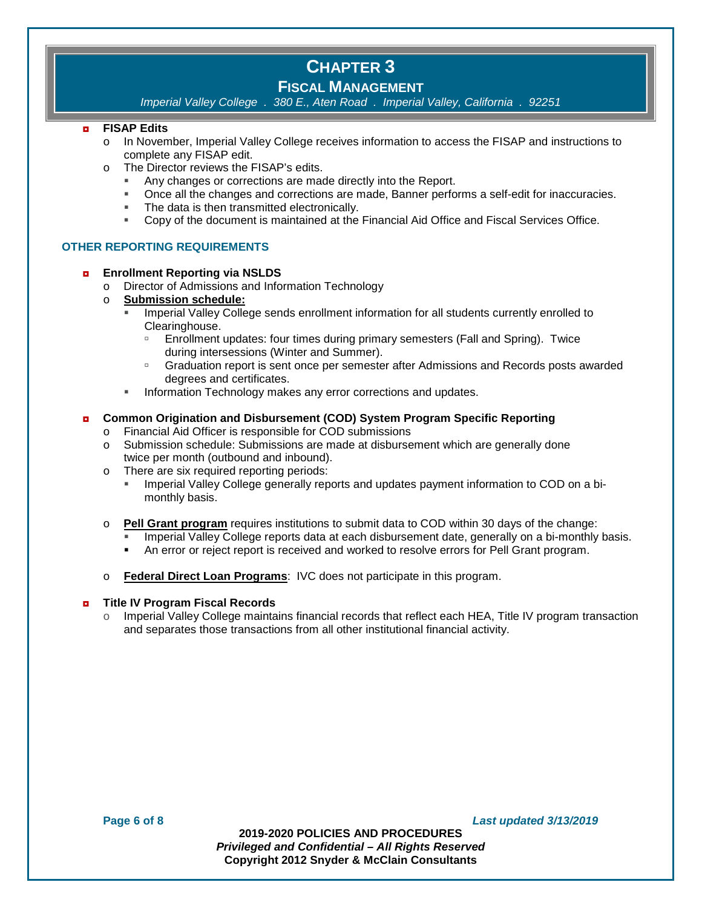- **FISAP Edits**
  - In November, Imperial Valley College receives information to access the FISAP and instructions to complete any FISAP edit.
  - The Director reviews the FISAP's edits.
    - Any changes or corrections are made directly into the Report.
    - Once all the changes and corrections are made, Banner performs a self-edit for inaccuracies.
    - The data is then transmitted electronically.
    - Copy of the document is maintained at the Financial Aid Office and Fiscal Services Office.

## OTHER REPORTING REQUIREMENTS

- **Enrollment Reporting via NSLDS**
  - Director of Admissions and Information Technology
  - **Submission schedule:**
    - Imperial Valley College sends enrollment information for all students currently enrolled to Clearinghouse.
      - Enrollment updates: four times during primary semesters (Fall and Spring). Twice during intersessions (Winter and Summer).
      - Graduation report is sent once per semester after Admissions and Records posts awarded degrees and certificates.
    - Information Technology makes any error corrections and updates.

- **Common Origination and Disbursement (COD) System Program Specific Reporting**
  - Financial Aid Officer is responsible for COD submissions
  - Submission schedule: Submissions are made at disbursement which are generally done twice per month (outbound and inbound).
  - There are six required reporting periods:
    - Imperial Valley College generally reports and updates payment information to COD on a bi-monthly basis.
  - **Pell Grant program** requires institutions to submit data to COD within 30 days of the change:
    - Imperial Valley College reports data at each disbursement date, generally on a bi-monthly basis.
    - An error or reject report is received and worked to resolve errors for Pell Grant program.
  - **Federal Direct Loan Programs**: IVC does not participate in this program.

- **Title IV Program Fiscal Records**
  - Imperial Valley College maintains financial records that reflect each HEA, Title IV program transaction and separates those transactions from all other institutional financial activity.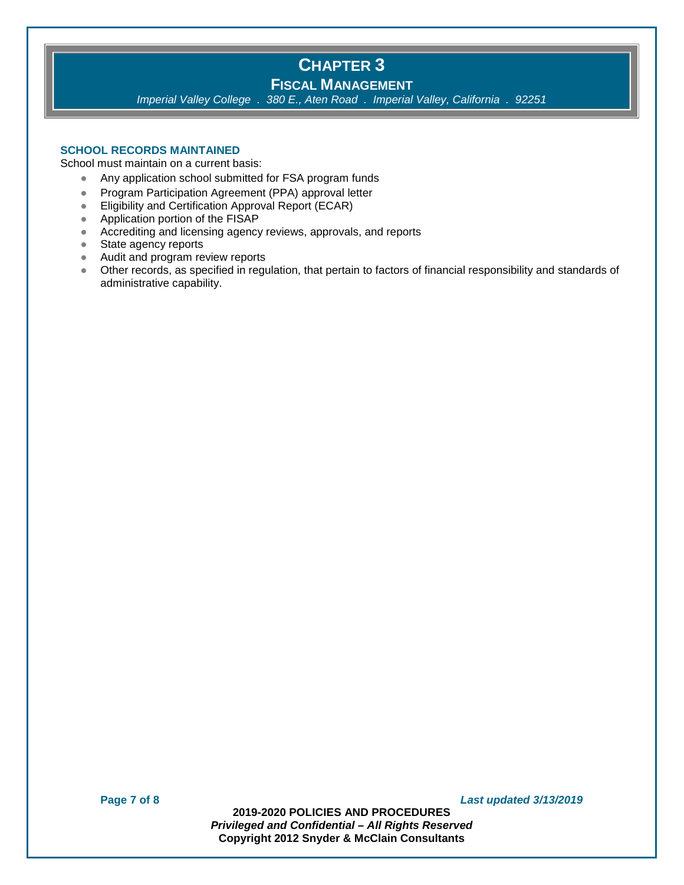### SCHOOL RECORDS MAINTAINED

School must maintain on a current basis:

- Any application school submitted for FSA program funds
- Program Participation Agreement (PPA) approval letter
- Eligibility and Certification Approval Report (ECAR)
- Application portion of the FISAP
- Accrediting and licensing agency reviews, approvals, and reports
- State agency reports
- Audit and program review reports
- Other records, as specified in regulation, that pertain to factors of financial responsibility and standards of administrative capability.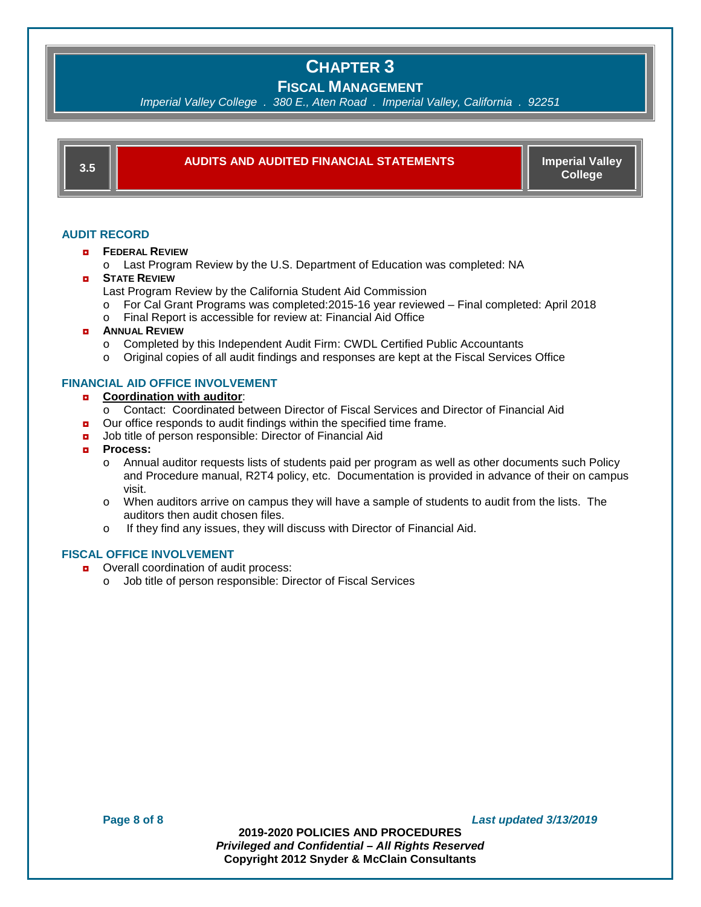# Chapter 3

## Fiscal Management

*Imperial Valley College . 380 E., Aten Road . Imperial Valley, California . 92251*

### 3.5 AUDITS AND AUDITED FINANCIAL STATEMENTS — Imperial Valley College

#### AUDIT RECORD

- **FEDERAL REVIEW**
  - Last Program Review by the U.S. Department of Education was completed: NA
- **STATE REVIEW**

  Last Program Review by the California Student Aid Commission
  - For Cal Grant Programs was completed:2015-16 year reviewed – Final completed: April 2018
  - Final Report is accessible for review at: Financial Aid Office
- **ANNUAL REVIEW**
  - Completed by this Independent Audit Firm: CWDL Certified Public Accountants
  - Original copies of all audit findings and responses are kept at the Fiscal Services Office

#### FINANCIAL AID OFFICE INVOLVEMENT

- **Coordination with auditor**:
  - Contact: Coordinated between Director of Fiscal Services and Director of Financial Aid
- Our office responds to audit findings within the specified time frame.
- Job title of person responsible: Director of Financial Aid
- **Process:**
  - Annual auditor requests lists of students paid per program as well as other documents such Policy and Procedure manual, R2T4 policy, etc. Documentation is provided in advance of their on campus visit.
  - When auditors arrive on campus they will have a sample of students to audit from the lists. The auditors then audit chosen files.
  - If they find any issues, they will discuss with Director of Financial Aid.

#### FISCAL OFFICE INVOLVEMENT

- Overall coordination of audit process:
  - Job title of person responsible: Director of Fiscal Services

*Last updated 3/13/2019*

**2019-2020 POLICIES AND PROCEDURES**
***Privileged and Confidential – All Rights Reserved***
**Copyright 2012 Snyder & McClain Consultants**